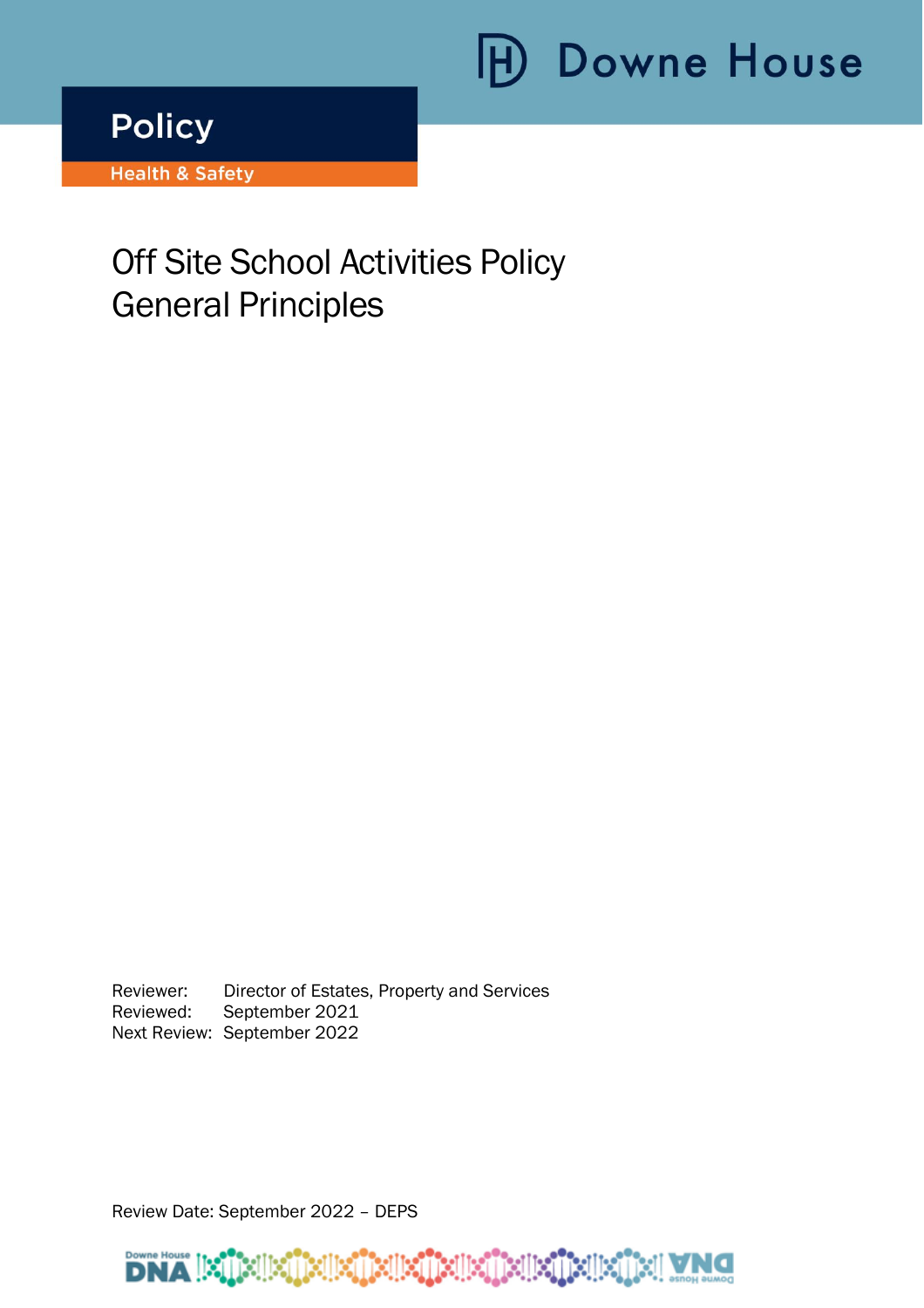Downe House

**Policy**

**Health & Safety**

# Off Site School Activities Policy General Principles

Reviewer: Director of Estates, Property and Services
Reviewed: September 2021
Next Review: September 2022

Review Date: September 2022 – DEPS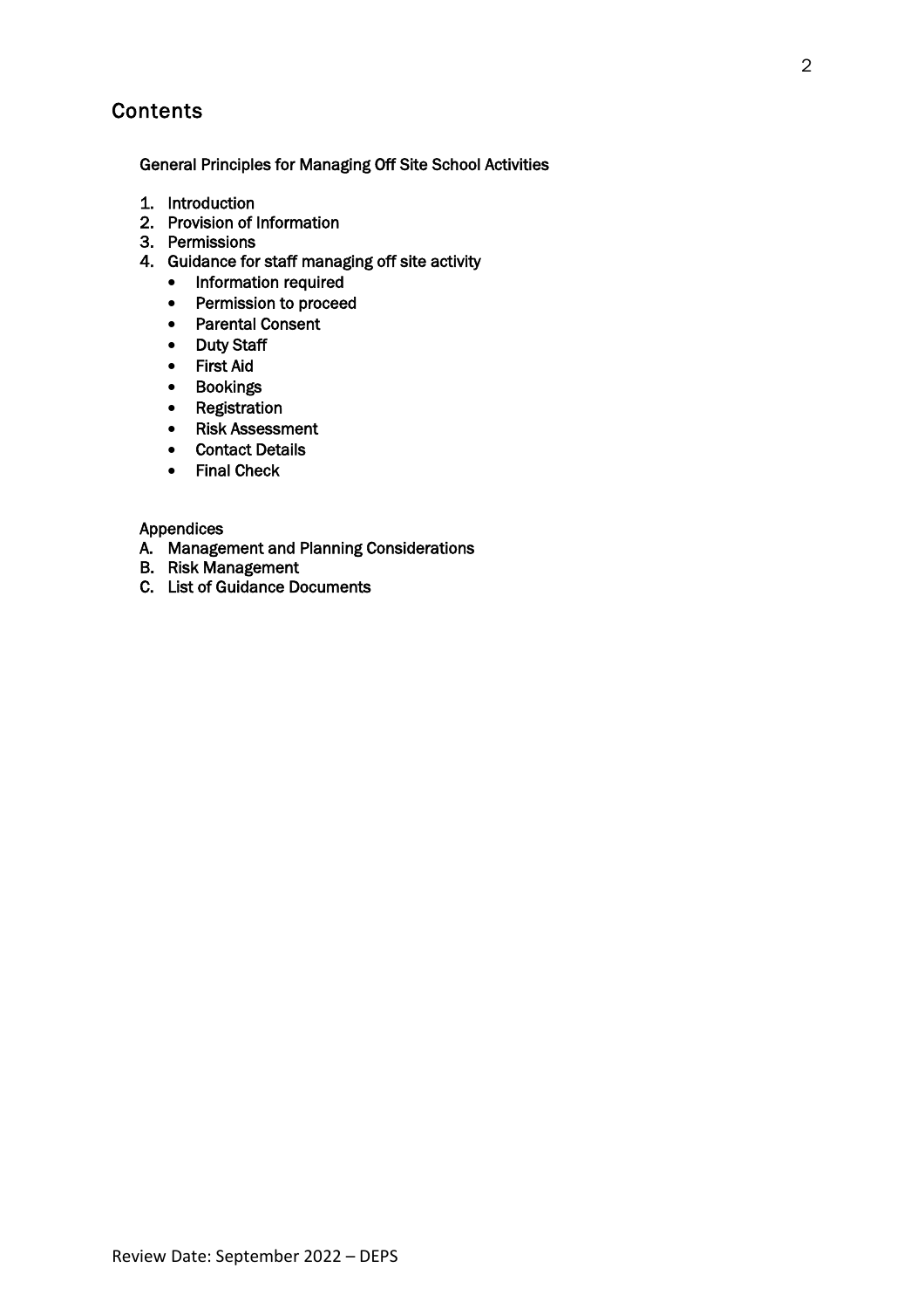# Contents

General Principles for Managing Off Site School Activities

1. Introduction
2. Provision of Information
3. Permissions
4. Guidance for staff managing off site activity
    - Information required
    - Permission to proceed
    - Parental Consent
    - Duty Staff
    - First Aid
    - Bookings
    - Registration
    - Risk Assessment
    - Contact Details
    - Final Check

Appendices

A. Management and Planning Considerations
B. Risk Management
C. List of Guidance Documents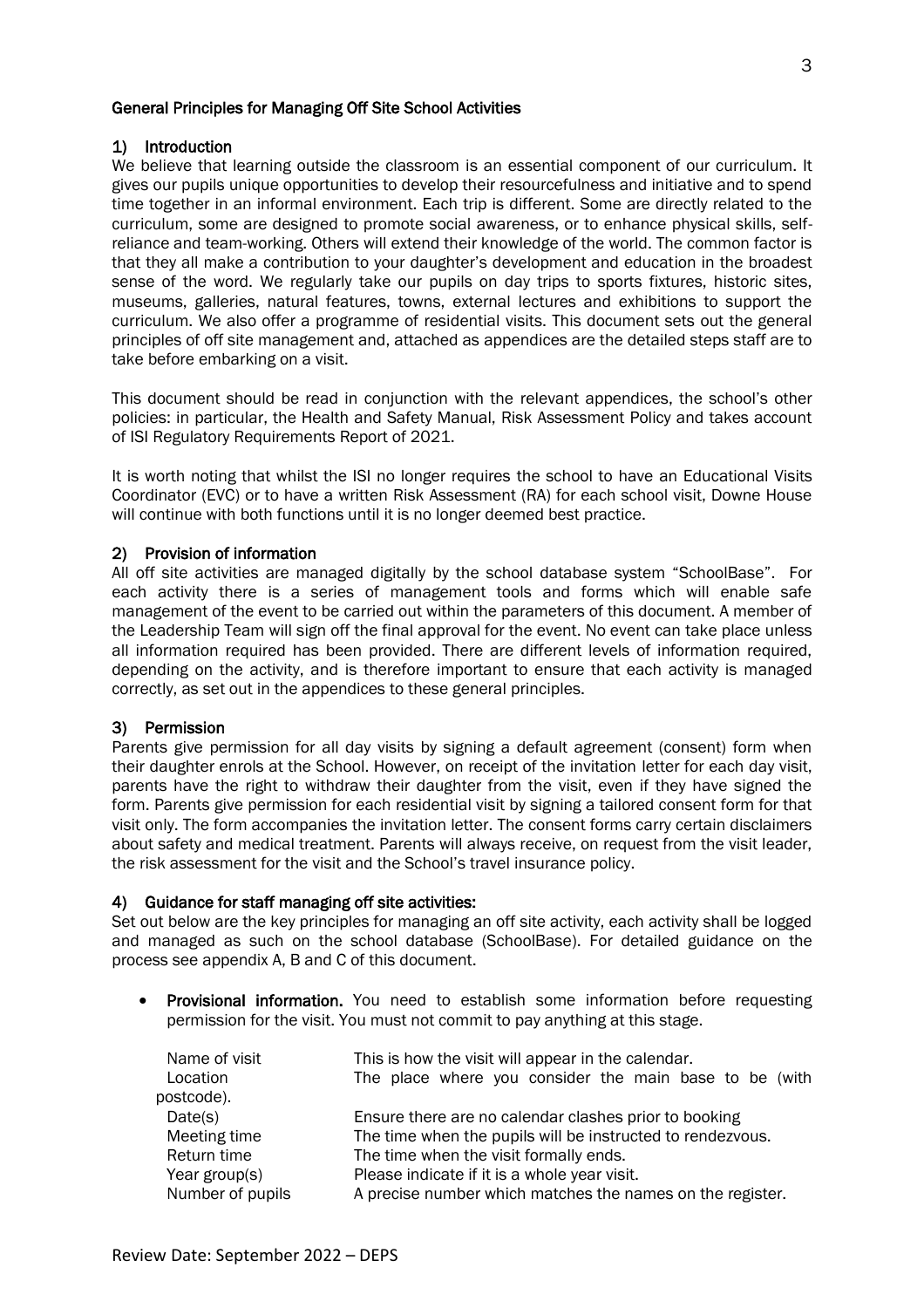## General Principles for Managing Off Site School Activities

### 1) Introduction

We believe that learning outside the classroom is an essential component of our curriculum. It gives our pupils unique opportunities to develop their resourcefulness and initiative and to spend time together in an informal environment. Each trip is different. Some are directly related to the curriculum, some are designed to promote social awareness, or to enhance physical skills, self-reliance and team-working. Others will extend their knowledge of the world. The common factor is that they all make a contribution to your daughter's development and education in the broadest sense of the word. We regularly take our pupils on day trips to sports fixtures, historic sites, museums, galleries, natural features, towns, external lectures and exhibitions to support the curriculum. We also offer a programme of residential visits. This document sets out the general principles of off site management and, attached as appendices are the detailed steps staff are to take before embarking on a visit.

This document should be read in conjunction with the relevant appendices, the school's other policies: in particular, the Health and Safety Manual, Risk Assessment Policy and takes account of ISI Regulatory Requirements Report of 2021.

It is worth noting that whilst the ISI no longer requires the school to have an Educational Visits Coordinator (EVC) or to have a written Risk Assessment (RA) for each school visit, Downe House will continue with both functions until it is no longer deemed best practice.

### 2) Provision of information

All off site activities are managed digitally by the school database system "SchoolBase". For each activity there is a series of management tools and forms which will enable safe management of the event to be carried out within the parameters of this document. A member of the Leadership Team will sign off the final approval for the event. No event can take place unless all information required has been provided. There are different levels of information required, depending on the activity, and is therefore important to ensure that each activity is managed correctly, as set out in the appendices to these general principles.

### 3) Permission

Parents give permission for all day visits by signing a default agreement (consent) form when their daughter enrols at the School. However, on receipt of the invitation letter for each day visit, parents have the right to withdraw their daughter from the visit, even if they have signed the form. Parents give permission for each residential visit by signing a tailored consent form for that visit only. The form accompanies the invitation letter. The consent forms carry certain disclaimers about safety and medical treatment. Parents will always receive, on request from the visit leader, the risk assessment for the visit and the School's travel insurance policy.

### 4) Guidance for staff managing off site activities:

Set out below are the key principles for managing an off site activity, each activity shall be logged and managed as such on the school database (SchoolBase). For detailed guidance on the process see appendix A, B and C of this document.

- **Provisional information.** You need to establish some information before requesting permission for the visit. You must not commit to pay anything at this stage.

| | |
|---|---|
| Name of visit | This is how the visit will appear in the calendar. |
| Location | The place where you consider the main base to be (with postcode). |
| Date(s) | Ensure there are no calendar clashes prior to booking |
| Meeting time | The time when the pupils will be instructed to rendezvous. |
| Return time | The time when the visit formally ends. |
| Year group(s) | Please indicate if it is a whole year visit. |
| Number of pupils | A precise number which matches the names on the register. |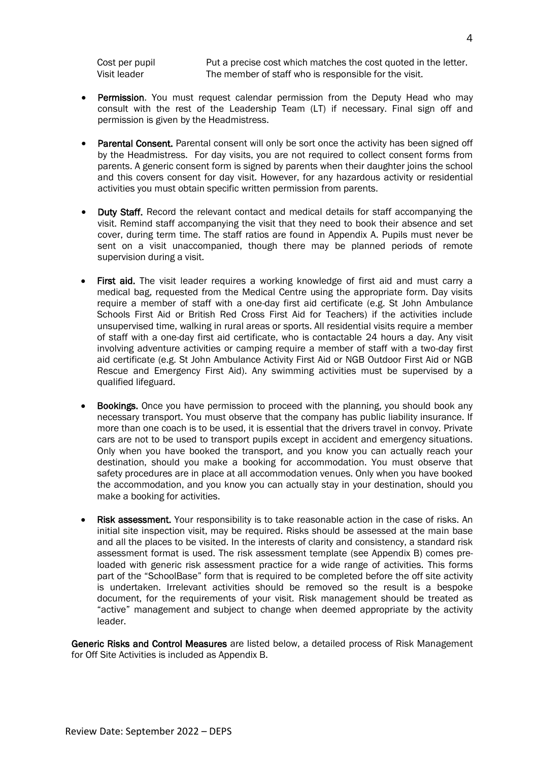| | |
|---|---|
| Cost per pupil | Put a precise cost which matches the cost quoted in the letter. |
| Visit leader | The member of staff who is responsible for the visit. |

- **Permission**. You must request calendar permission from the Deputy Head who may consult with the rest of the Leadership Team (LT) if necessary. Final sign off and permission is given by the Headmistress.

- **Parental Consent.** Parental consent will only be sort once the activity has been signed off by the Headmistress. For day visits, you are not required to collect consent forms from parents. A generic consent form is signed by parents when their daughter joins the school and this covers consent for day visit. However, for any hazardous activity or residential activities you must obtain specific written permission from parents.

- **Duty Staff.** Record the relevant contact and medical details for staff accompanying the visit. Remind staff accompanying the visit that they need to book their absence and set cover, during term time. The staff ratios are found in Appendix A. Pupils must never be sent on a visit unaccompanied, though there may be planned periods of remote supervision during a visit.

- **First aid.** The visit leader requires a working knowledge of first aid and must carry a medical bag, requested from the Medical Centre using the appropriate form. Day visits require a member of staff with a one-day first aid certificate (e.g. St John Ambulance Schools First Aid or British Red Cross First Aid for Teachers) if the activities include unsupervised time, walking in rural areas or sports. All residential visits require a member of staff with a one-day first aid certificate, who is contactable 24 hours a day. Any visit involving adventure activities or camping require a member of staff with a two-day first aid certificate (e.g. St John Ambulance Activity First Aid or NGB Outdoor First Aid or NGB Rescue and Emergency First Aid). Any swimming activities must be supervised by a qualified lifeguard.

- **Bookings.** Once you have permission to proceed with the planning, you should book any necessary transport. You must observe that the company has public liability insurance. If more than one coach is to be used, it is essential that the drivers travel in convoy. Private cars are not to be used to transport pupils except in accident and emergency situations. Only when you have booked the transport, and you know you can actually reach your destination, should you make a booking for accommodation. You must observe that safety procedures are in place at all accommodation venues. Only when you have booked the accommodation, and you know you can actually stay in your destination, should you make a booking for activities.

- **Risk assessment.** Your responsibility is to take reasonable action in the case of risks. An initial site inspection visit, may be required. Risks should be assessed at the main base and all the places to be visited. In the interests of clarity and consistency, a standard risk assessment format is used. The risk assessment template (see Appendix B) comes pre-loaded with generic risk assessment practice for a wide range of activities. This forms part of the "SchoolBase" form that is required to be completed before the off site activity is undertaken. Irrelevant activities should be removed so the result is a bespoke document, for the requirements of your visit. Risk management should be treated as "active" management and subject to change when deemed appropriate by the activity leader.

**Generic Risks and Control Measures** are listed below, a detailed process of Risk Management for Off Site Activities is included as Appendix B.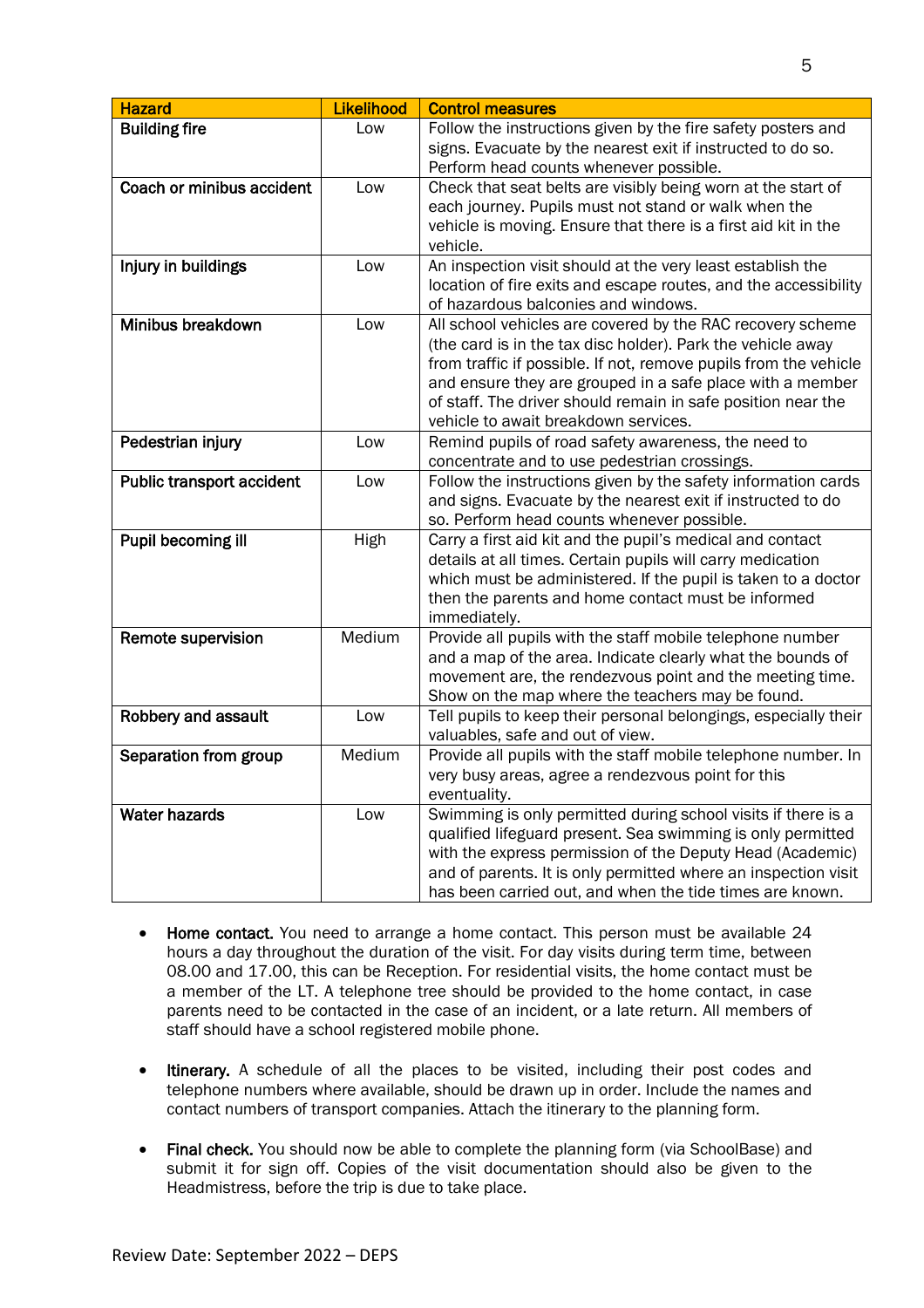| Hazard | Likelihood | Control measures |
|---|---|---|
| **Building fire** | Low | Follow the instructions given by the fire safety posters and signs. Evacuate by the nearest exit if instructed to do so. Perform head counts whenever possible. |
| **Coach or minibus accident** | Low | Check that seat belts are visibly being worn at the start of each journey. Pupils must not stand or walk when the vehicle is moving. Ensure that there is a first aid kit in the vehicle. |
| **Injury in buildings** | Low | An inspection visit should at the very least establish the location of fire exits and escape routes, and the accessibility of hazardous balconies and windows. |
| **Minibus breakdown** | Low | All school vehicles are covered by the RAC recovery scheme (the card is in the tax disc holder). Park the vehicle away from traffic if possible. If not, remove pupils from the vehicle and ensure they are grouped in a safe place with a member of staff. The driver should remain in safe position near the vehicle to await breakdown services. |
| **Pedestrian injury** | Low | Remind pupils of road safety awareness, the need to concentrate and to use pedestrian crossings. |
| **Public transport accident** | Low | Follow the instructions given by the safety information cards and signs. Evacuate by the nearest exit if instructed to do so. Perform head counts whenever possible. |
| **Pupil becoming ill** | High | Carry a first aid kit and the pupil's medical and contact details at all times. Certain pupils will carry medication which must be administered. If the pupil is taken to a doctor then the parents and home contact must be informed immediately. |
| **Remote supervision** | Medium | Provide all pupils with the staff mobile telephone number and a map of the area. Indicate clearly what the bounds of movement are, the rendezvous point and the meeting time. Show on the map where the teachers may be found. |
| **Robbery and assault** | Low | Tell pupils to keep their personal belongings, especially their valuables, safe and out of view. |
| **Separation from group** | Medium | Provide all pupils with the staff mobile telephone number. In very busy areas, agree a rendezvous point for this eventuality. |
| **Water hazards** | Low | Swimming is only permitted during school visits if there is a qualified lifeguard present. Sea swimming is only permitted with the express permission of the Deputy Head (Academic) and of parents. It is only permitted where an inspection visit has been carried out, and when the tide times are known. |

- **Home contact.** You need to arrange a home contact. This person must be available 24 hours a day throughout the duration of the visit. For day visits during term time, between 08.00 and 17.00, this can be Reception. For residential visits, the home contact must be a member of the LT. A telephone tree should be provided to the home contact, in case parents need to be contacted in the case of an incident, or a late return. All members of staff should have a school registered mobile phone.

- **Itinerary.** A schedule of all the places to be visited, including their post codes and telephone numbers where available, should be drawn up in order. Include the names and contact numbers of transport companies. Attach the itinerary to the planning form.

- **Final check.** You should now be able to complete the planning form (via SchoolBase) and submit it for sign off. Copies of the visit documentation should also be given to the Headmistress, before the trip is due to take place.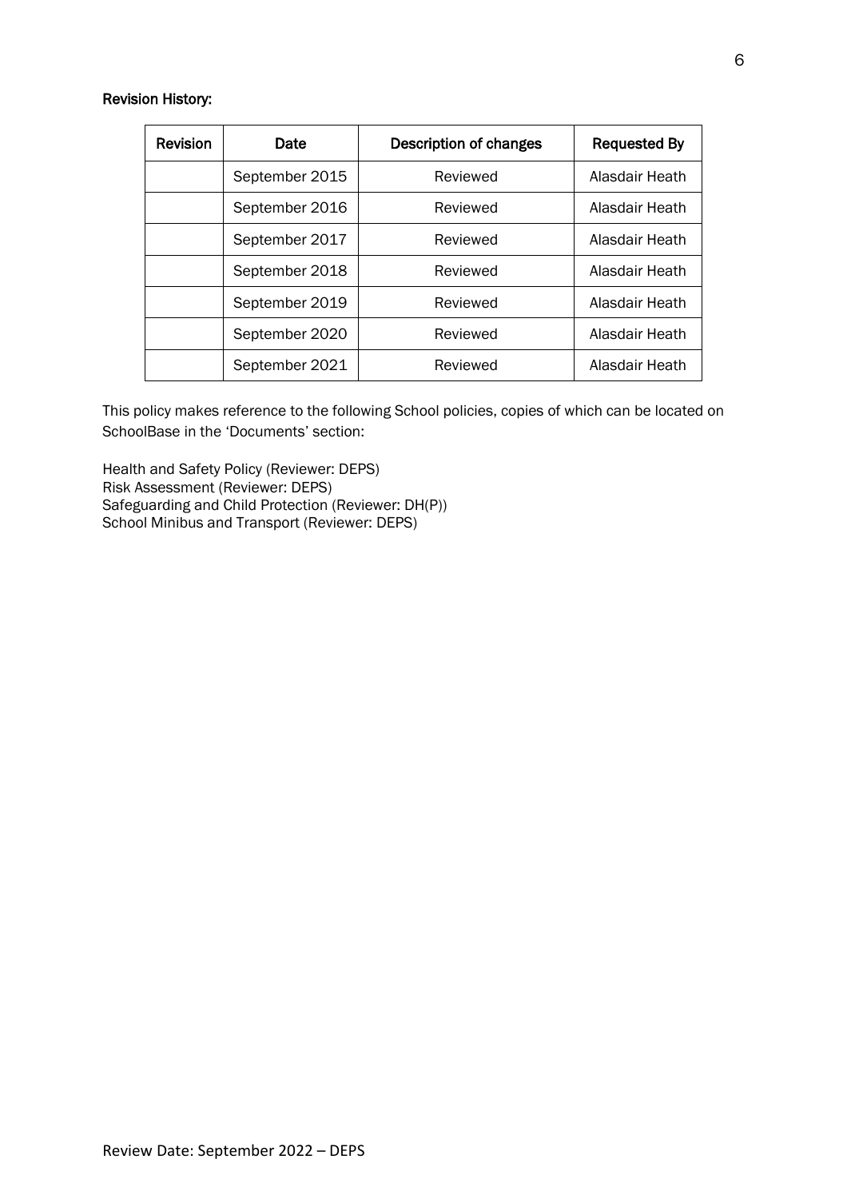**Revision History:**

| Revision | Date | Description of changes | Requested By |
|---|---|---|---|
| | September 2015 | Reviewed | Alasdair Heath |
| | September 2016 | Reviewed | Alasdair Heath |
| | September 2017 | Reviewed | Alasdair Heath |
| | September 2018 | Reviewed | Alasdair Heath |
| | September 2019 | Reviewed | Alasdair Heath |
| | September 2020 | Reviewed | Alasdair Heath |
| | September 2021 | Reviewed | Alasdair Heath |

This policy makes reference to the following School policies, copies of which can be located on SchoolBase in the 'Documents' section:

Health and Safety Policy (Reviewer: DEPS)
Risk Assessment (Reviewer: DEPS)
Safeguarding and Child Protection (Reviewer: DH(P))
School Minibus and Transport (Reviewer: DEPS)

Review Date: September 2022 – DEPS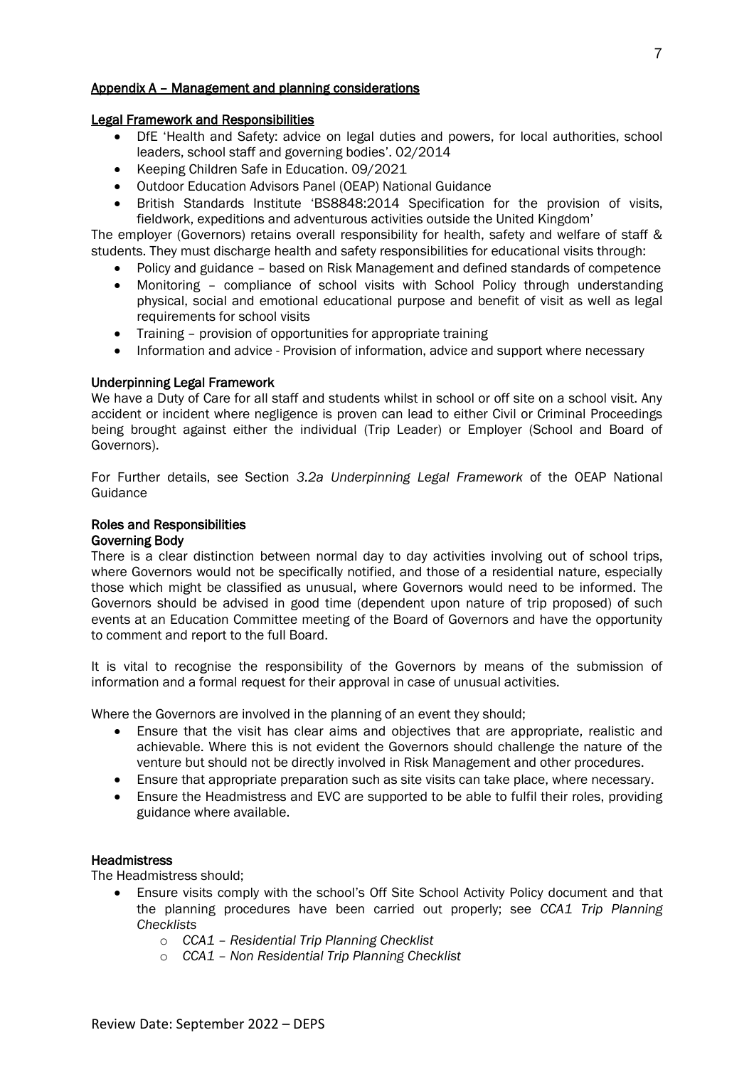## Appendix A – Management and planning considerations

### Legal Framework and Responsibilities

- DfE 'Health and Safety: advice on legal duties and powers, for local authorities, school leaders, school staff and governing bodies'. 02/2014
- Keeping Children Safe in Education. 09/2021
- Outdoor Education Advisors Panel (OEAP) National Guidance
- British Standards Institute 'BS8848:2014 Specification for the provision of visits, fieldwork, expeditions and adventurous activities outside the United Kingdom'

The employer (Governors) retains overall responsibility for health, safety and welfare of staff & students. They must discharge health and safety responsibilities for educational visits through:

- Policy and guidance – based on Risk Management and defined standards of competence
- Monitoring – compliance of school visits with School Policy through understanding physical, social and emotional educational purpose and benefit of visit as well as legal requirements for school visits
- Training – provision of opportunities for appropriate training
- Information and advice - Provision of information, advice and support where necessary

### Underpinning Legal Framework

We have a Duty of Care for all staff and students whilst in school or off site on a school visit. Any accident or incident where negligence is proven can lead to either Civil or Criminal Proceedings being brought against either the individual (Trip Leader) or Employer (School and Board of Governors).

For Further details, see Section *3.2a Underpinning Legal Framework* of the OEAP National Guidance

### Roles and Responsibilities

#### Governing Body

There is a clear distinction between normal day to day activities involving out of school trips, where Governors would not be specifically notified, and those of a residential nature, especially those which might be classified as unusual, where Governors would need to be informed. The Governors should be advised in good time (dependent upon nature of trip proposed) of such events at an Education Committee meeting of the Board of Governors and have the opportunity to comment and report to the full Board.

It is vital to recognise the responsibility of the Governors by means of the submission of information and a formal request for their approval in case of unusual activities.

Where the Governors are involved in the planning of an event they should;

- Ensure that the visit has clear aims and objectives that are appropriate, realistic and achievable. Where this is not evident the Governors should challenge the nature of the venture but should not be directly involved in Risk Management and other procedures.
- Ensure that appropriate preparation such as site visits can take place, where necessary.
- Ensure the Headmistress and EVC are supported to be able to fulfil their roles, providing guidance where available.

#### Headmistress

The Headmistress should;

- Ensure visits comply with the school's Off Site School Activity Policy document and that the planning procedures have been carried out properly; see *CCA1 Trip Planning Checklists*
    - *CCA1 – Residential Trip Planning Checklist*
    - *CCA1 – Non Residential Trip Planning Checklist*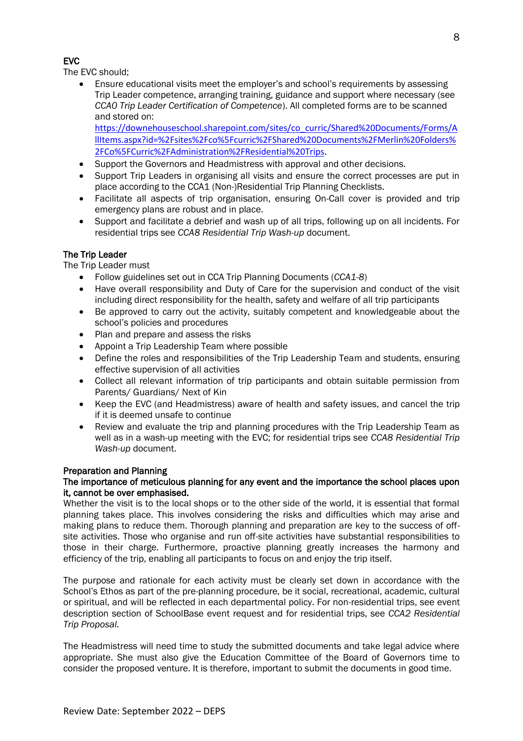### EVC

The EVC should;

- Ensure educational visits meet the employer's and school's requirements by assessing Trip Leader competence, arranging training, guidance and support where necessary (see *CCA0 Trip Leader Certification of Competence*). All completed forms are to be scanned and stored on: [https://downehouseschool.sharepoint.com/sites/co_curric/Shared%20Documents/Forms/AllItems.aspx?id=%2Fsites%2Fco%5Fcurric%2FShared%20Documents%2FMerlin%20Folders%2FCo%5FCurric%2FAdministration%2FResidential%20Trips](https://downehouseschool.sharepoint.com/sites/co_curric/Shared%20Documents/Forms/AllItems.aspx?id=%2Fsites%2Fco%5Fcurric%2FShared%20Documents%2FMerlin%20Folders%2FCo%5FCurric%2FAdministration%2FResidential%20Trips).
- Support the Governors and Headmistress with approval and other decisions.
- Support Trip Leaders in organising all visits and ensure the correct processes are put in place according to the CCA1 (Non-)Residential Trip Planning Checklists.
- Facilitate all aspects of trip organisation, ensuring On-Call cover is provided and trip emergency plans are robust and in place.
- Support and facilitate a debrief and wash up of all trips, following up on all incidents. For residential trips see *CCA8 Residential Trip Wash-up* document.

### The Trip Leader

The Trip Leader must

- Follow guidelines set out in CCA Trip Planning Documents (*CCA1-8*)
- Have overall responsibility and Duty of Care for the supervision and conduct of the visit including direct responsibility for the health, safety and welfare of all trip participants
- Be approved to carry out the activity, suitably competent and knowledgeable about the school's policies and procedures
- Plan and prepare and assess the risks
- Appoint a Trip Leadership Team where possible
- Define the roles and responsibilities of the Trip Leadership Team and students, ensuring effective supervision of all activities
- Collect all relevant information of trip participants and obtain suitable permission from Parents/ Guardians/ Next of Kin
- Keep the EVC (and Headmistress) aware of health and safety issues, and cancel the trip if it is deemed unsafe to continue
- Review and evaluate the trip and planning procedures with the Trip Leadership Team as well as in a wash-up meeting with the EVC; for residential trips see *CCA8 Residential Trip Wash-up* document.

### Preparation and Planning

**The importance of meticulous planning for any event and the importance the school places upon it, cannot be over emphasised.**

Whether the visit is to the local shops or to the other side of the world, it is essential that formal planning takes place. This involves considering the risks and difficulties which may arise and making plans to reduce them. Thorough planning and preparation are key to the success of off-site activities. Those who organise and run off-site activities have substantial responsibilities to those in their charge. Furthermore, proactive planning greatly increases the harmony and efficiency of the trip, enabling all participants to focus on and enjoy the trip itself.

The purpose and rationale for each activity must be clearly set down in accordance with the School's Ethos as part of the pre-planning procedure, be it social, recreational, academic, cultural or spiritual, and will be reflected in each departmental policy. For non-residential trips, see event description section of SchoolBase event request and for residential trips, see *CCA2 Residential Trip Proposal.*

The Headmistress will need time to study the submitted documents and take legal advice where appropriate. She must also give the Education Committee of the Board of Governors time to consider the proposed venture. It is therefore, important to submit the documents in good time.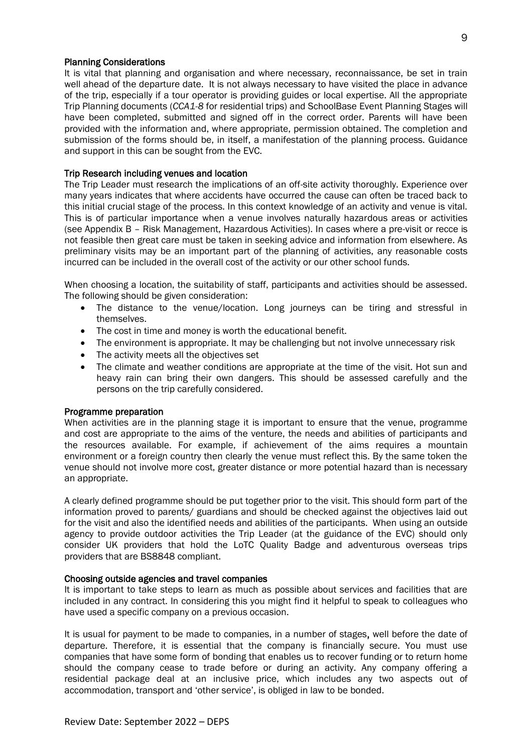### Planning Considerations

It is vital that planning and organisation and where necessary, reconnaissance, be set in train well ahead of the departure date. It is not always necessary to have visited the place in advance of the trip, especially if a tour operator is providing guides or local expertise. All the appropriate Trip Planning documents (*CCA1-8* for residential trips) and SchoolBase Event Planning Stages will have been completed, submitted and signed off in the correct order. Parents will have been provided with the information and, where appropriate, permission obtained. The completion and submission of the forms should be, in itself, a manifestation of the planning process. Guidance and support in this can be sought from the EVC.

### Trip Research including venues and location

The Trip Leader must research the implications of an off-site activity thoroughly. Experience over many years indicates that where accidents have occurred the cause can often be traced back to this initial crucial stage of the process. In this context knowledge of an activity and venue is vital. This is of particular importance when a venue involves naturally hazardous areas or activities (see Appendix B – Risk Management, Hazardous Activities). In cases where a pre-visit or recce is not feasible then great care must be taken in seeking advice and information from elsewhere. As preliminary visits may be an important part of the planning of activities, any reasonable costs incurred can be included in the overall cost of the activity or our other school funds.

When choosing a location, the suitability of staff, participants and activities should be assessed. The following should be given consideration:

- The distance to the venue/location. Long journeys can be tiring and stressful in themselves.
- The cost in time and money is worth the educational benefit.
- The environment is appropriate. It may be challenging but not involve unnecessary risk
- The activity meets all the objectives set
- The climate and weather conditions are appropriate at the time of the visit. Hot sun and heavy rain can bring their own dangers. This should be assessed carefully and the persons on the trip carefully considered.

### Programme preparation

When activities are in the planning stage it is important to ensure that the venue, programme and cost are appropriate to the aims of the venture, the needs and abilities of participants and the resources available. For example, if achievement of the aims requires a mountain environment or a foreign country then clearly the venue must reflect this. By the same token the venue should not involve more cost, greater distance or more potential hazard than is necessary an appropriate.

A clearly defined programme should be put together prior to the visit. This should form part of the information proved to parents/ guardians and should be checked against the objectives laid out for the visit and also the identified needs and abilities of the participants. When using an outside agency to provide outdoor activities the Trip Leader (at the guidance of the EVC) should only consider UK providers that hold the LoTC Quality Badge and adventurous overseas trips providers that are BS8848 compliant.

### Choosing outside agencies and travel companies

It is important to take steps to learn as much as possible about services and facilities that are included in any contract. In considering this you might find it helpful to speak to colleagues who have used a specific company on a previous occasion.

It is usual for payment to be made to companies, in a number of stages**,** well before the date of departure. Therefore, it is essential that the company is financially secure. You must use companies that have some form of bonding that enables us to recover funding or to return home should the company cease to trade before or during an activity. Any company offering a residential package deal at an inclusive price, which includes any two aspects out of accommodation, transport and 'other service', is obliged in law to be bonded.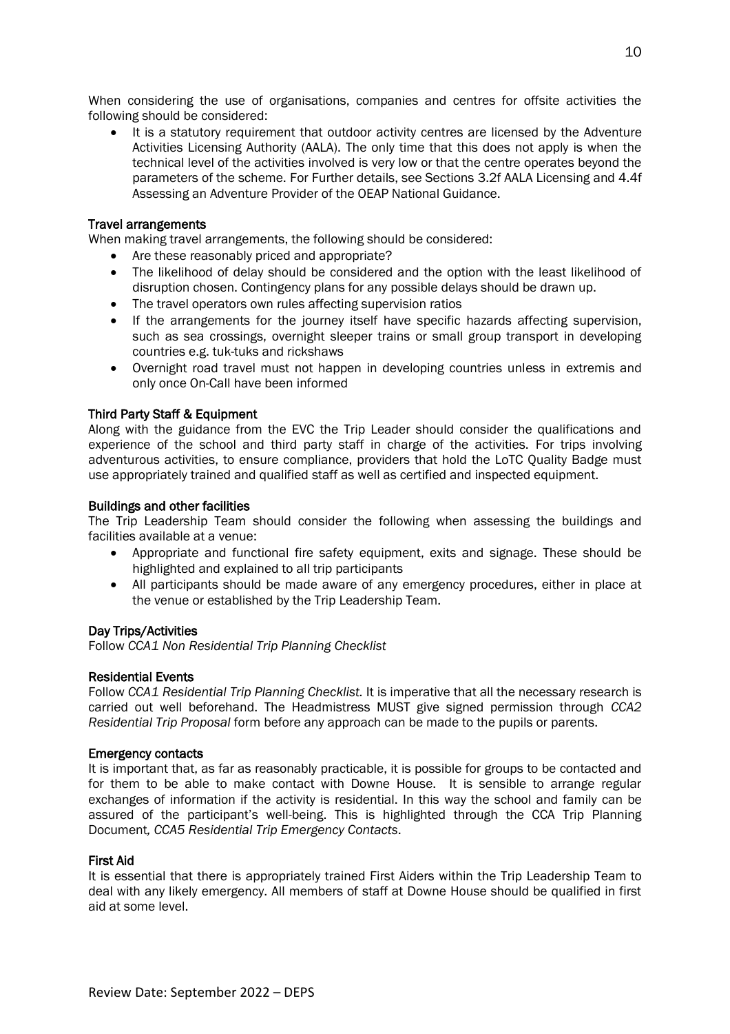When considering the use of organisations, companies and centres for offsite activities the following should be considered:

- It is a statutory requirement that outdoor activity centres are licensed by the Adventure Activities Licensing Authority (AALA). The only time that this does not apply is when the technical level of the activities involved is very low or that the centre operates beyond the parameters of the scheme. For Further details, see Sections 3.2f AALA Licensing and 4.4f Assessing an Adventure Provider of the OEAP National Guidance.

### Travel arrangements

When making travel arrangements, the following should be considered:

- Are these reasonably priced and appropriate?
- The likelihood of delay should be considered and the option with the least likelihood of disruption chosen. Contingency plans for any possible delays should be drawn up.
- The travel operators own rules affecting supervision ratios
- If the arrangements for the journey itself have specific hazards affecting supervision, such as sea crossings, overnight sleeper trains or small group transport in developing countries e.g. tuk-tuks and rickshaws
- Overnight road travel must not happen in developing countries unless in extremis and only once On-Call have been informed

### Third Party Staff & Equipment

Along with the guidance from the EVC the Trip Leader should consider the qualifications and experience of the school and third party staff in charge of the activities. For trips involving adventurous activities, to ensure compliance, providers that hold the LoTC Quality Badge must use appropriately trained and qualified staff as well as certified and inspected equipment.

### Buildings and other facilities

The Trip Leadership Team should consider the following when assessing the buildings and facilities available at a venue:

- Appropriate and functional fire safety equipment, exits and signage. These should be highlighted and explained to all trip participants
- All participants should be made aware of any emergency procedures, either in place at the venue or established by the Trip Leadership Team.

### Day Trips/Activities

Follow *CCA1 Non Residential Trip Planning Checklist*

### Residential Events

Follow *CCA1 Residential Trip Planning Checklist.* It is imperative that all the necessary research is carried out well beforehand. The Headmistress MUST give signed permission through *CCA2 Residential Trip Proposal* form before any approach can be made to the pupils or parents.

### Emergency contacts

It is important that, as far as reasonably practicable, it is possible for groups to be contacted and for them to be able to make contact with Downe House. It is sensible to arrange regular exchanges of information if the activity is residential. In this way the school and family can be assured of the participant's well-being. This is highlighted through the CCA Trip Planning Document*, CCA5 Residential Trip Emergency Contacts*.

### First Aid

It is essential that there is appropriately trained First Aiders within the Trip Leadership Team to deal with any likely emergency. All members of staff at Downe House should be qualified in first aid at some level.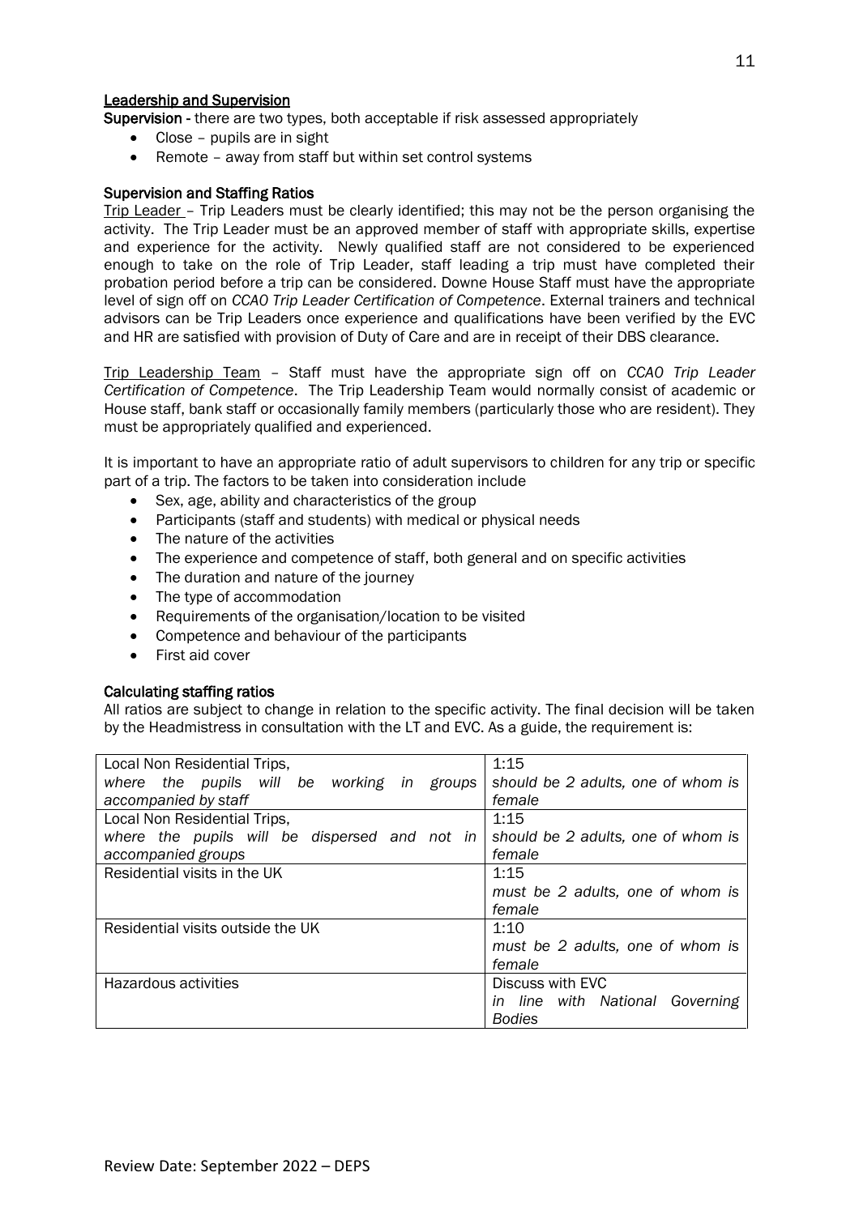## Leadership and Supervision

**Supervision** - there are two types, both acceptable if risk assessed appropriately

- Close – pupils are in sight
- Remote – away from staff but within set control systems

### Supervision and Staffing Ratios

Trip Leader – Trip Leaders must be clearly identified; this may not be the person organising the activity. The Trip Leader must be an approved member of staff with appropriate skills, expertise and experience for the activity. Newly qualified staff are not considered to be experienced enough to take on the role of Trip Leader, staff leading a trip must have completed their probation period before a trip can be considered. Downe House Staff must have the appropriate level of sign off on *CCAO Trip Leader Certification of Competence*. External trainers and technical advisors can be Trip Leaders once experience and qualifications have been verified by the EVC and HR are satisfied with provision of Duty of Care and are in receipt of their DBS clearance.

Trip Leadership Team – Staff must have the appropriate sign off on *CCAO Trip Leader Certification of Competence*. The Trip Leadership Team would normally consist of academic or House staff, bank staff or occasionally family members (particularly those who are resident). They must be appropriately qualified and experienced.

It is important to have an appropriate ratio of adult supervisors to children for any trip or specific part of a trip. The factors to be taken into consideration include

- Sex, age, ability and characteristics of the group
- Participants (staff and students) with medical or physical needs
- The nature of the activities
- The experience and competence of staff, both general and on specific activities
- The duration and nature of the journey
- The type of accommodation
- Requirements of the organisation/location to be visited
- Competence and behaviour of the participants
- First aid cover

### Calculating staffing ratios

All ratios are subject to change in relation to the specific activity. The final decision will be taken by the Headmistress in consultation with the LT and EVC. As a guide, the requirement is:

| | |
|---|---|
| Local Non Residential Trips, *where the pupils will be working in groups accompanied by staff* | 1:15 *should be 2 adults, one of whom is female* |
| Local Non Residential Trips, *where the pupils will be dispersed and not in accompanied groups* | 1:15 *should be 2 adults, one of whom is female* |
| Residential visits in the UK | 1:15 *must be 2 adults, one of whom is female* |
| Residential visits outside the UK | 1:10 *must be 2 adults, one of whom is female* |
| Hazardous activities | Discuss with EVC *in line with National Governing Bodies* |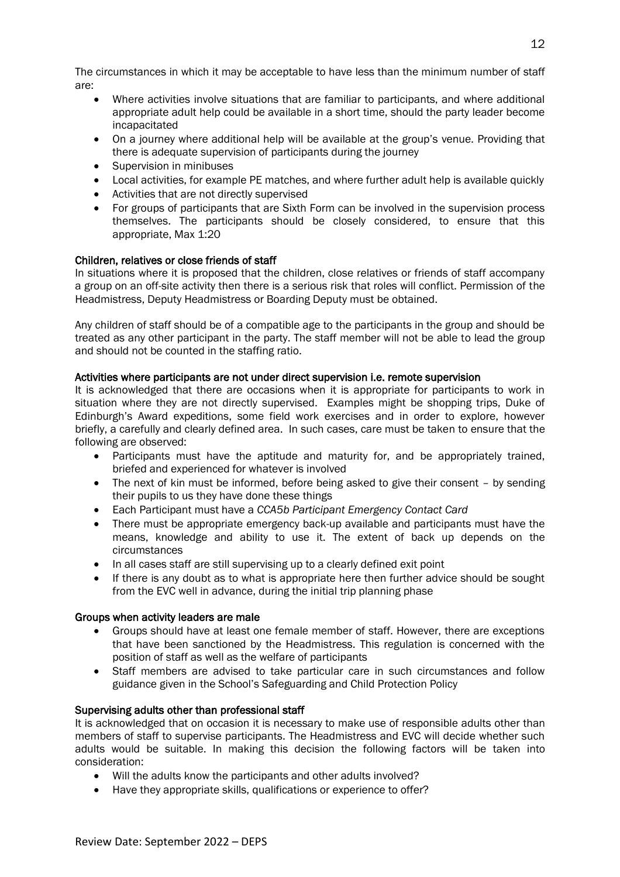The circumstances in which it may be acceptable to have less than the minimum number of staff are:

- Where activities involve situations that are familiar to participants, and where additional appropriate adult help could be available in a short time, should the party leader become incapacitated
- On a journey where additional help will be available at the group's venue. Providing that there is adequate supervision of participants during the journey
- Supervision in minibuses
- Local activities, for example PE matches, and where further adult help is available quickly
- Activities that are not directly supervised
- For groups of participants that are Sixth Form can be involved in the supervision process themselves. The participants should be closely considered, to ensure that this appropriate, Max 1:20

**Children, relatives or close friends of staff**

In situations where it is proposed that the children, close relatives or friends of staff accompany a group on an off-site activity then there is a serious risk that roles will conflict. Permission of the Headmistress, Deputy Headmistress or Boarding Deputy must be obtained.

Any children of staff should be of a compatible age to the participants in the group and should be treated as any other participant in the party. The staff member will not be able to lead the group and should not be counted in the staffing ratio.

**Activities where participants are not under direct supervision i.e. remote supervision**

It is acknowledged that there are occasions when it is appropriate for participants to work in situation where they are not directly supervised. Examples might be shopping trips, Duke of Edinburgh's Award expeditions, some field work exercises and in order to explore, however briefly, a carefully and clearly defined area. In such cases, care must be taken to ensure that the following are observed:

- Participants must have the aptitude and maturity for, and be appropriately trained, briefed and experienced for whatever is involved
- The next of kin must be informed, before being asked to give their consent – by sending their pupils to us they have done these things
- Each Participant must have a *CCA5b Participant Emergency Contact Card*
- There must be appropriate emergency back-up available and participants must have the means, knowledge and ability to use it. The extent of back up depends on the circumstances
- In all cases staff are still supervising up to a clearly defined exit point
- If there is any doubt as to what is appropriate here then further advice should be sought from the EVC well in advance, during the initial trip planning phase

**Groups when activity leaders are male**

- Groups should have at least one female member of staff. However, there are exceptions that have been sanctioned by the Headmistress. This regulation is concerned with the position of staff as well as the welfare of participants
- Staff members are advised to take particular care in such circumstances and follow guidance given in the School's Safeguarding and Child Protection Policy

**Supervising adults other than professional staff**

It is acknowledged that on occasion it is necessary to make use of responsible adults other than members of staff to supervise participants. The Headmistress and EVC will decide whether such adults would be suitable. In making this decision the following factors will be taken into consideration:

- Will the adults know the participants and other adults involved?
- Have they appropriate skills, qualifications or experience to offer?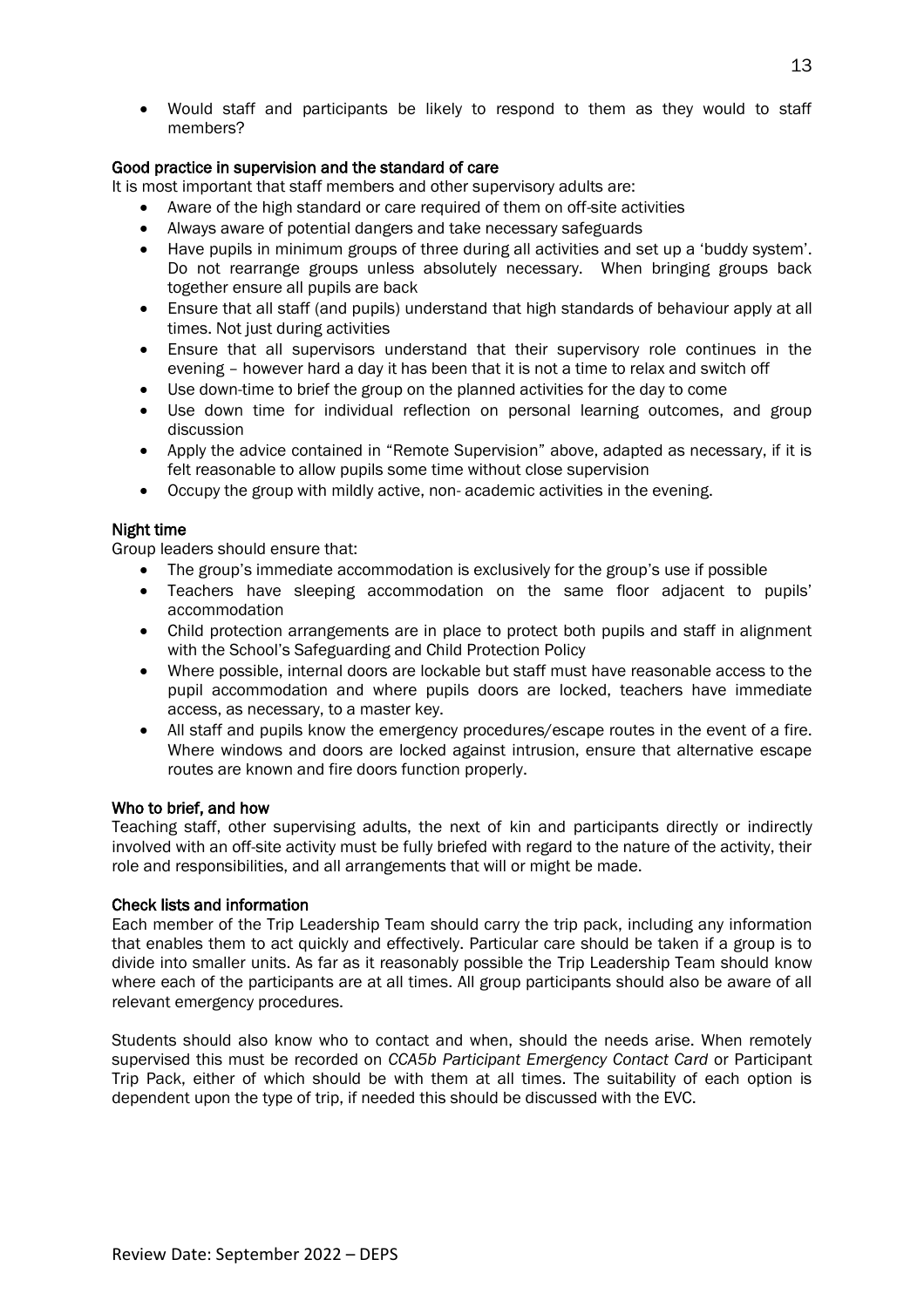- Would staff and participants be likely to respond to them as they would to staff members?

### Good practice in supervision and the standard of care

It is most important that staff members and other supervisory adults are:

- Aware of the high standard or care required of them on off-site activities
- Always aware of potential dangers and take necessary safeguards
- Have pupils in minimum groups of three during all activities and set up a 'buddy system'. Do not rearrange groups unless absolutely necessary. When bringing groups back together ensure all pupils are back
- Ensure that all staff (and pupils) understand that high standards of behaviour apply at all times. Not just during activities
- Ensure that all supervisors understand that their supervisory role continues in the evening – however hard a day it has been that it is not a time to relax and switch off
- Use down-time to brief the group on the planned activities for the day to come
- Use down time for individual reflection on personal learning outcomes, and group discussion
- Apply the advice contained in "Remote Supervision" above, adapted as necessary, if it is felt reasonable to allow pupils some time without close supervision
- Occupy the group with mildly active, non- academic activities in the evening.

### Night time

Group leaders should ensure that:

- The group's immediate accommodation is exclusively for the group's use if possible
- Teachers have sleeping accommodation on the same floor adjacent to pupils' accommodation
- Child protection arrangements are in place to protect both pupils and staff in alignment with the School's Safeguarding and Child Protection Policy
- Where possible, internal doors are lockable but staff must have reasonable access to the pupil accommodation and where pupils doors are locked, teachers have immediate access, as necessary, to a master key.
- All staff and pupils know the emergency procedures/escape routes in the event of a fire. Where windows and doors are locked against intrusion, ensure that alternative escape routes are known and fire doors function properly.

### Who to brief, and how

Teaching staff, other supervising adults, the next of kin and participants directly or indirectly involved with an off-site activity must be fully briefed with regard to the nature of the activity, their role and responsibilities, and all arrangements that will or might be made.

### Check lists and information

Each member of the Trip Leadership Team should carry the trip pack, including any information that enables them to act quickly and effectively. Particular care should be taken if a group is to divide into smaller units. As far as it reasonably possible the Trip Leadership Team should know where each of the participants are at all times. All group participants should also be aware of all relevant emergency procedures.

Students should also know who to contact and when, should the needs arise. When remotely supervised this must be recorded on *CCA5b Participant Emergency Contact Card* or Participant Trip Pack, either of which should be with them at all times. The suitability of each option is dependent upon the type of trip, if needed this should be discussed with the EVC.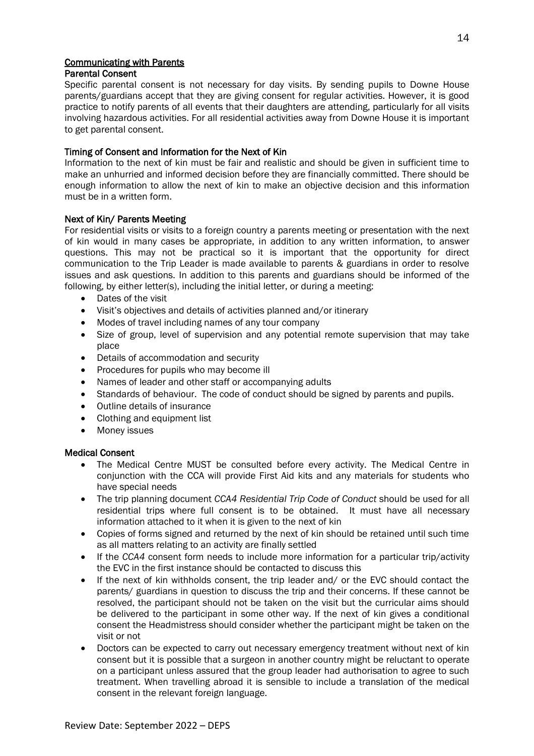## Communicating with Parents

### Parental Consent

Specific parental consent is not necessary for day visits. By sending pupils to Downe House parents/guardians accept that they are giving consent for regular activities. However, it is good practice to notify parents of all events that their daughters are attending, particularly for all visits involving hazardous activities. For all residential activities away from Downe House it is important to get parental consent.

### Timing of Consent and Information for the Next of Kin

Information to the next of kin must be fair and realistic and should be given in sufficient time to make an unhurried and informed decision before they are financially committed. There should be enough information to allow the next of kin to make an objective decision and this information must be in a written form.

### Next of Kin/ Parents Meeting

For residential visits or visits to a foreign country a parents meeting or presentation with the next of kin would in many cases be appropriate, in addition to any written information, to answer questions. This may not be practical so it is important that the opportunity for direct communication to the Trip Leader is made available to parents & guardians in order to resolve issues and ask questions. In addition to this parents and guardians should be informed of the following, by either letter(s), including the initial letter, or during a meeting:

- Dates of the visit
- Visit's objectives and details of activities planned and/or itinerary
- Modes of travel including names of any tour company
- Size of group, level of supervision and any potential remote supervision that may take place
- Details of accommodation and security
- Procedures for pupils who may become ill
- Names of leader and other staff or accompanying adults
- Standards of behaviour. The code of conduct should be signed by parents and pupils.
- Outline details of insurance
- Clothing and equipment list
- Money issues

### Medical Consent

- The Medical Centre MUST be consulted before every activity. The Medical Centre in conjunction with the CCA will provide First Aid kits and any materials for students who have special needs
- The trip planning document *CCA4 Residential Trip Code of Conduct* should be used for all residential trips where full consent is to be obtained. It must have all necessary information attached to it when it is given to the next of kin
- Copies of forms signed and returned by the next of kin should be retained until such time as all matters relating to an activity are finally settled
- If the *CCA4* consent form needs to include more information for a particular trip/activity the EVC in the first instance should be contacted to discuss this
- If the next of kin withholds consent, the trip leader and/ or the EVC should contact the parents/ guardians in question to discuss the trip and their concerns. If these cannot be resolved, the participant should not be taken on the visit but the curricular aims should be delivered to the participant in some other way. If the next of kin gives a conditional consent the Headmistress should consider whether the participant might be taken on the visit or not
- Doctors can be expected to carry out necessary emergency treatment without next of kin consent but it is possible that a surgeon in another country might be reluctant to operate on a participant unless assured that the group leader had authorisation to agree to such treatment. When travelling abroad it is sensible to include a translation of the medical consent in the relevant foreign language.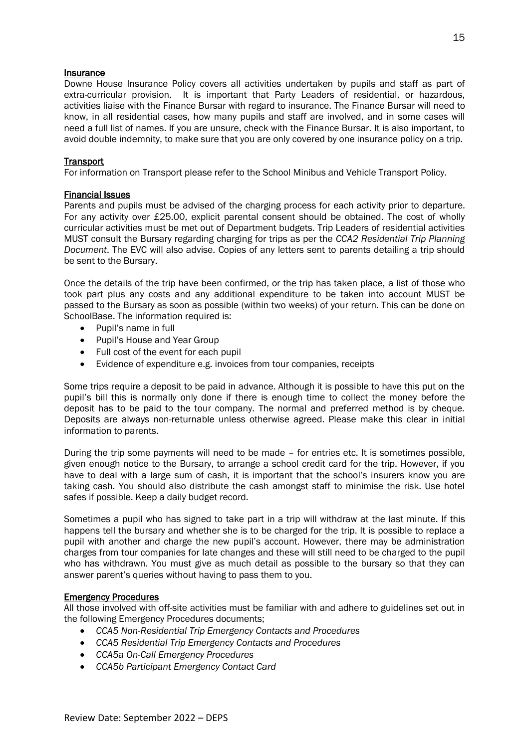## Insurance

Downe House Insurance Policy covers all activities undertaken by pupils and staff as part of extra-curricular provision. It is important that Party Leaders of residential, or hazardous, activities liaise with the Finance Bursar with regard to insurance. The Finance Bursar will need to know, in all residential cases, how many pupils and staff are involved, and in some cases will need a full list of names. If you are unsure, check with the Finance Bursar. It is also important, to avoid double indemnity, to make sure that you are only covered by one insurance policy on a trip.

## Transport

For information on Transport please refer to the School Minibus and Vehicle Transport Policy.

## Financial Issues

Parents and pupils must be advised of the charging process for each activity prior to departure. For any activity over £25.00, explicit parental consent should be obtained. The cost of wholly curricular activities must be met out of Department budgets. Trip Leaders of residential activities MUST consult the Bursary regarding charging for trips as per the *CCA2 Residential Trip Planning Document*. The EVC will also advise. Copies of any letters sent to parents detailing a trip should be sent to the Bursary.

Once the details of the trip have been confirmed, or the trip has taken place, a list of those who took part plus any costs and any additional expenditure to be taken into account MUST be passed to the Bursary as soon as possible (within two weeks) of your return. This can be done on SchoolBase. The information required is:

- Pupil's name in full
- Pupil's House and Year Group
- Full cost of the event for each pupil
- Evidence of expenditure e.g. invoices from tour companies, receipts

Some trips require a deposit to be paid in advance. Although it is possible to have this put on the pupil's bill this is normally only done if there is enough time to collect the money before the deposit has to be paid to the tour company. The normal and preferred method is by cheque. Deposits are always non-returnable unless otherwise agreed. Please make this clear in initial information to parents.

During the trip some payments will need to be made – for entries etc. It is sometimes possible, given enough notice to the Bursary, to arrange a school credit card for the trip. However, if you have to deal with a large sum of cash, it is important that the school's insurers know you are taking cash. You should also distribute the cash amongst staff to minimise the risk. Use hotel safes if possible. Keep a daily budget record.

Sometimes a pupil who has signed to take part in a trip will withdraw at the last minute. If this happens tell the bursary and whether she is to be charged for the trip. It is possible to replace a pupil with another and charge the new pupil's account. However, there may be administration charges from tour companies for late changes and these will still need to be charged to the pupil who has withdrawn. You must give as much detail as possible to the bursary so that they can answer parent's queries without having to pass them to you.

## Emergency Procedures

All those involved with off-site activities must be familiar with and adhere to guidelines set out in the following Emergency Procedures documents;

- *CCA5 Non-Residential Trip Emergency Contacts and Procedures*
- *CCA5 Residential Trip Emergency Contacts and Procedures*
- *CCA5a On-Call Emergency Procedures*
- *CCA5b Participant Emergency Contact Card*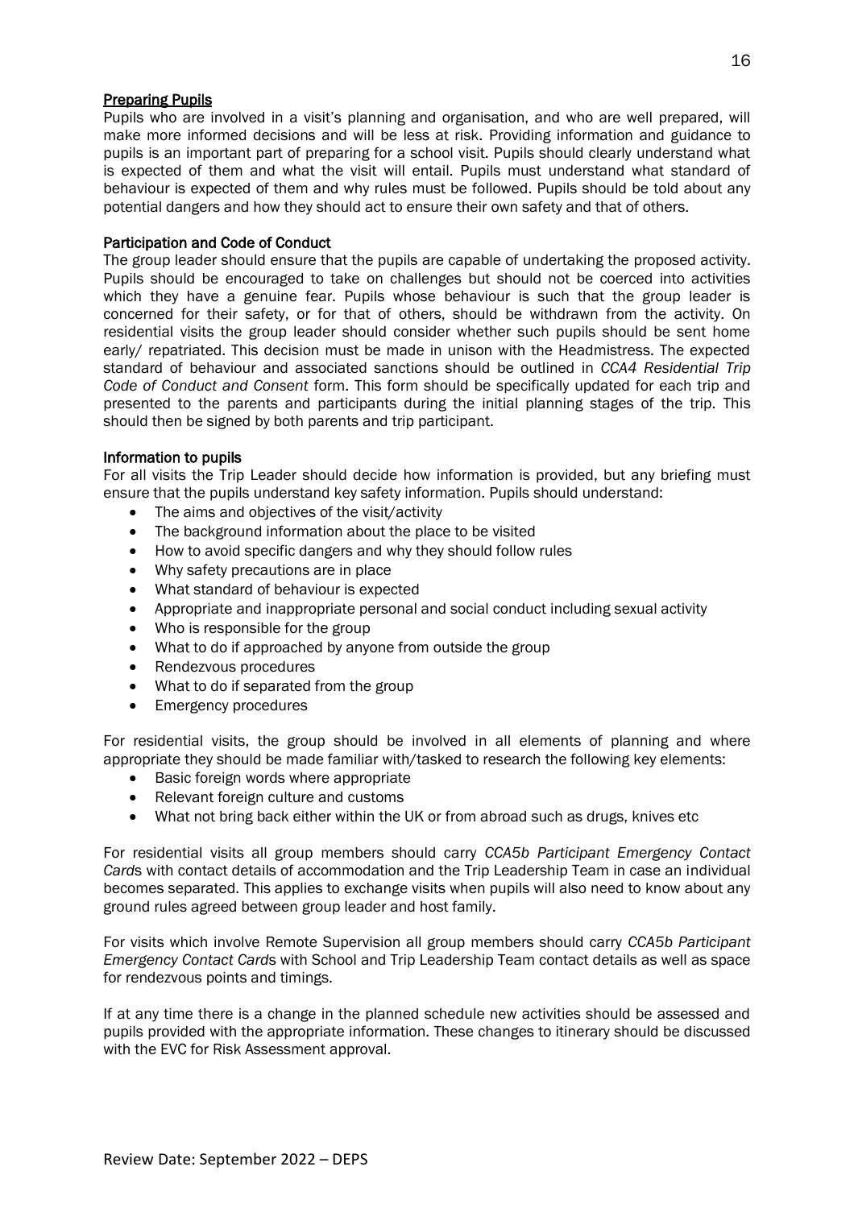## Preparing Pupils

Pupils who are involved in a visit's planning and organisation, and who are well prepared, will make more informed decisions and will be less at risk. Providing information and guidance to pupils is an important part of preparing for a school visit. Pupils should clearly understand what is expected of them and what the visit will entail. Pupils must understand what standard of behaviour is expected of them and why rules must be followed. Pupils should be told about any potential dangers and how they should act to ensure their own safety and that of others.

### Participation and Code of Conduct

The group leader should ensure that the pupils are capable of undertaking the proposed activity. Pupils should be encouraged to take on challenges but should not be coerced into activities which they have a genuine fear. Pupils whose behaviour is such that the group leader is concerned for their safety, or for that of others, should be withdrawn from the activity. On residential visits the group leader should consider whether such pupils should be sent home early/ repatriated. This decision must be made in unison with the Headmistress. The expected standard of behaviour and associated sanctions should be outlined in *CCA4 Residential Trip Code of Conduct and Consent* form. This form should be specifically updated for each trip and presented to the parents and participants during the initial planning stages of the trip. This should then be signed by both parents and trip participant.

### Information to pupils

For all visits the Trip Leader should decide how information is provided, but any briefing must ensure that the pupils understand key safety information. Pupils should understand:

- The aims and objectives of the visit/activity
- The background information about the place to be visited
- How to avoid specific dangers and why they should follow rules
- Why safety precautions are in place
- What standard of behaviour is expected
- Appropriate and inappropriate personal and social conduct including sexual activity
- Who is responsible for the group
- What to do if approached by anyone from outside the group
- Rendezvous procedures
- What to do if separated from the group
- Emergency procedures

For residential visits, the group should be involved in all elements of planning and where appropriate they should be made familiar with/tasked to research the following key elements:

- Basic foreign words where appropriate
- Relevant foreign culture and customs
- What not bring back either within the UK or from abroad such as drugs, knives etc

For residential visits all group members should carry *CCA5b Participant Emergency Contact Card*s with contact details of accommodation and the Trip Leadership Team in case an individual becomes separated. This applies to exchange visits when pupils will also need to know about any ground rules agreed between group leader and host family.

For visits which involve Remote Supervision all group members should carry *CCA5b Participant Emergency Contact Card*s with School and Trip Leadership Team contact details as well as space for rendezvous points and timings.

If at any time there is a change in the planned schedule new activities should be assessed and pupils provided with the appropriate information. These changes to itinerary should be discussed with the EVC for Risk Assessment approval.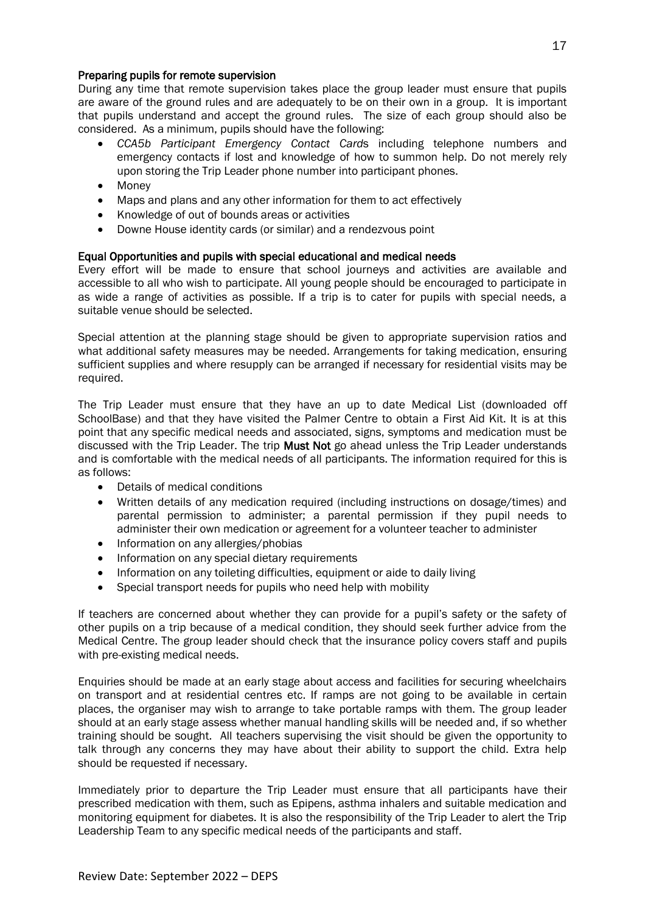### Preparing pupils for remote supervision

During any time that remote supervision takes place the group leader must ensure that pupils are aware of the ground rules and are adequately to be on their own in a group. It is important that pupils understand and accept the ground rules. The size of each group should also be considered. As a minimum, pupils should have the following:

- *CCA5b Participant Emergency Contact Card*s including telephone numbers and emergency contacts if lost and knowledge of how to summon help. Do not merely rely upon storing the Trip Leader phone number into participant phones.
- Money
- Maps and plans and any other information for them to act effectively
- Knowledge of out of bounds areas or activities
- Downe House identity cards (or similar) and a rendezvous point

### Equal Opportunities and pupils with special educational and medical needs

Every effort will be made to ensure that school journeys and activities are available and accessible to all who wish to participate. All young people should be encouraged to participate in as wide a range of activities as possible. If a trip is to cater for pupils with special needs, a suitable venue should be selected.

Special attention at the planning stage should be given to appropriate supervision ratios and what additional safety measures may be needed. Arrangements for taking medication, ensuring sufficient supplies and where resupply can be arranged if necessary for residential visits may be required.

The Trip Leader must ensure that they have an up to date Medical List (downloaded off SchoolBase) and that they have visited the Palmer Centre to obtain a First Aid Kit. It is at this point that any specific medical needs and associated, signs, symptoms and medication must be discussed with the Trip Leader. The trip **Must Not** go ahead unless the Trip Leader understands and is comfortable with the medical needs of all participants. The information required for this is as follows:

- Details of medical conditions
- Written details of any medication required (including instructions on dosage/times) and parental permission to administer; a parental permission if they pupil needs to administer their own medication or agreement for a volunteer teacher to administer
- Information on any allergies/phobias
- Information on any special dietary requirements
- Information on any toileting difficulties, equipment or aide to daily living
- Special transport needs for pupils who need help with mobility

If teachers are concerned about whether they can provide for a pupil's safety or the safety of other pupils on a trip because of a medical condition, they should seek further advice from the Medical Centre. The group leader should check that the insurance policy covers staff and pupils with pre-existing medical needs.

Enquiries should be made at an early stage about access and facilities for securing wheelchairs on transport and at residential centres etc. If ramps are not going to be available in certain places, the organiser may wish to arrange to take portable ramps with them. The group leader should at an early stage assess whether manual handling skills will be needed and, if so whether training should be sought. All teachers supervising the visit should be given the opportunity to talk through any concerns they may have about their ability to support the child. Extra help should be requested if necessary.

Immediately prior to departure the Trip Leader must ensure that all participants have their prescribed medication with them, such as Epipens, asthma inhalers and suitable medication and monitoring equipment for diabetes. It is also the responsibility of the Trip Leader to alert the Trip Leadership Team to any specific medical needs of the participants and staff.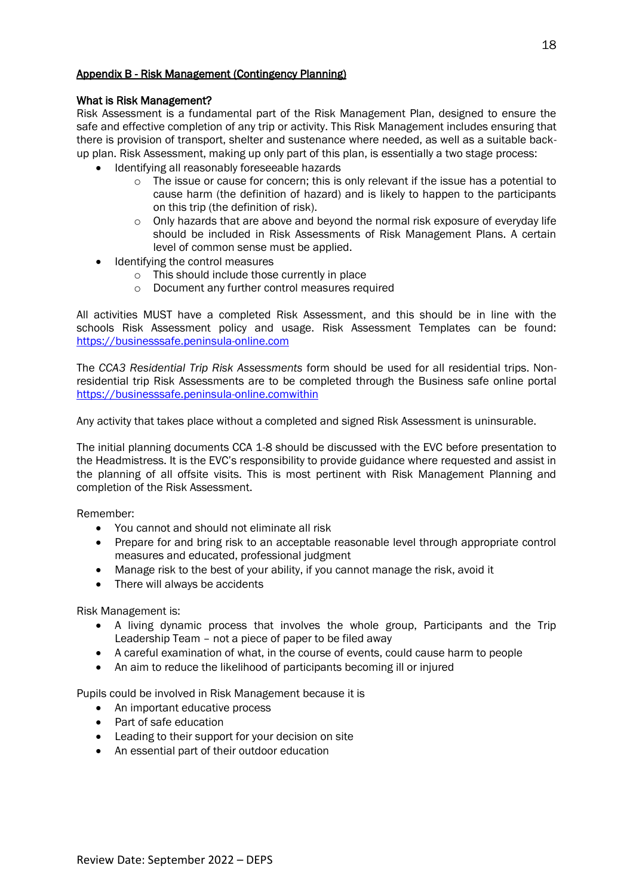## Appendix B - Risk Management (Contingency Planning)

**What is Risk Management?**

Risk Assessment is a fundamental part of the Risk Management Plan, designed to ensure the safe and effective completion of any trip or activity. This Risk Management includes ensuring that there is provision of transport, shelter and sustenance where needed, as well as a suitable back-up plan. Risk Assessment, making up only part of this plan, is essentially a two stage process:

- Identifying all reasonably foreseeable hazards
  - The issue or cause for concern; this is only relevant if the issue has a potential to cause harm (the definition of hazard) and is likely to happen to the participants on this trip (the definition of risk).
  - Only hazards that are above and beyond the normal risk exposure of everyday life should be included in Risk Assessments of Risk Management Plans. A certain level of common sense must be applied.
- Identifying the control measures
  - This should include those currently in place
  - Document any further control measures required

All activities MUST have a completed Risk Assessment, and this should be in line with the schools Risk Assessment policy and usage. Risk Assessment Templates can be found: https://businesssafe.peninsula-online.com

The *CCA3 Residential Trip Risk Assessments* form should be used for all residential trips. Non-residential trip Risk Assessments are to be completed through the Business safe online portal https://businesssafe.peninsula-online.comwithin

Any activity that takes place without a completed and signed Risk Assessment is uninsurable.

The initial planning documents CCA 1-8 should be discussed with the EVC before presentation to the Headmistress. It is the EVC's responsibility to provide guidance where requested and assist in the planning of all offsite visits. This is most pertinent with Risk Management Planning and completion of the Risk Assessment.

Remember:

- You cannot and should not eliminate all risk
- Prepare for and bring risk to an acceptable reasonable level through appropriate control measures and educated, professional judgment
- Manage risk to the best of your ability, if you cannot manage the risk, avoid it
- There will always be accidents

Risk Management is:

- A living dynamic process that involves the whole group, Participants and the Trip Leadership Team – not a piece of paper to be filed away
- A careful examination of what, in the course of events, could cause harm to people
- An aim to reduce the likelihood of participants becoming ill or injured

Pupils could be involved in Risk Management because it is

- An important educative process
- Part of safe education
- Leading to their support for your decision on site
- An essential part of their outdoor education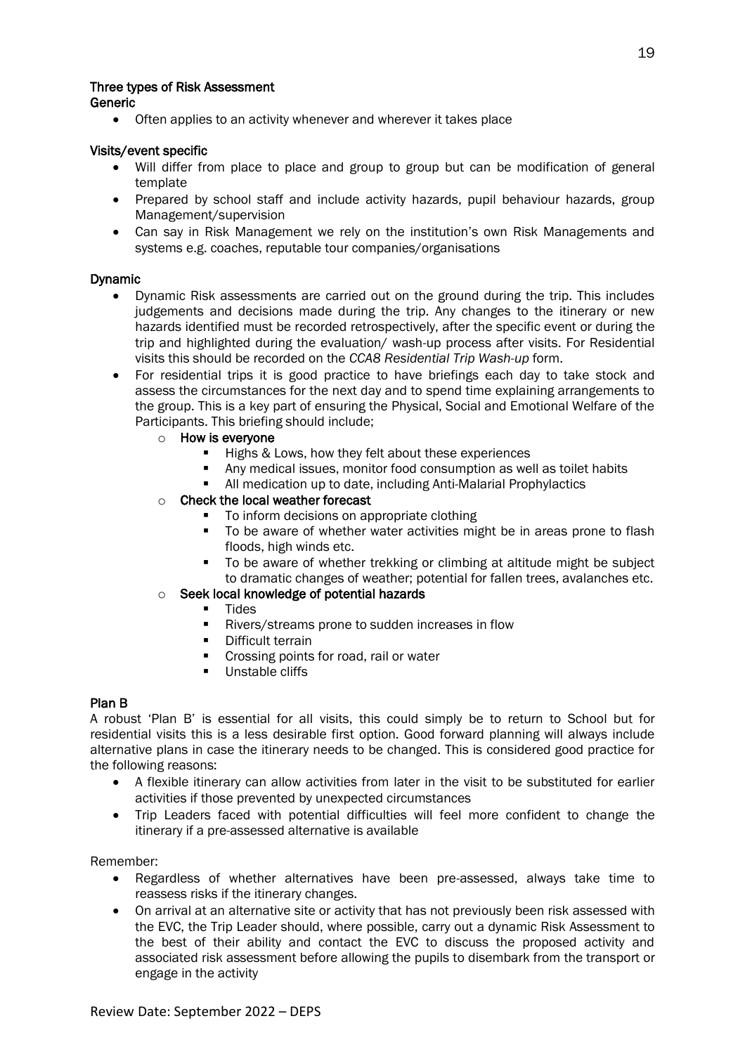### Three types of Risk Assessment

**Generic**

- Often applies to an activity whenever and wherever it takes place

**Visits/event specific**

- Will differ from place to place and group to group but can be modification of general template
- Prepared by school staff and include activity hazards, pupil behaviour hazards, group Management/supervision
- Can say in Risk Management we rely on the institution's own Risk Managements and systems e.g. coaches, reputable tour companies/organisations

**Dynamic**

- Dynamic Risk assessments are carried out on the ground during the trip. This includes judgements and decisions made during the trip. Any changes to the itinerary or new hazards identified must be recorded retrospectively, after the specific event or during the trip and highlighted during the evaluation/ wash-up process after visits. For Residential visits this should be recorded on the *CCA8 Residential Trip Wash-up* form.
- For residential trips it is good practice to have briefings each day to take stock and assess the circumstances for the next day and to spend time explaining arrangements to the group. This is a key part of ensuring the Physical, Social and Emotional Welfare of the Participants. This briefing should include;
  - **How is everyone**
    - Highs & Lows, how they felt about these experiences
    - Any medical issues, monitor food consumption as well as toilet habits
    - All medication up to date, including Anti-Malarial Prophylactics
  - **Check the local weather forecast**
    - To inform decisions on appropriate clothing
    - To be aware of whether water activities might be in areas prone to flash floods, high winds etc.
    - To be aware of whether trekking or climbing at altitude might be subject to dramatic changes of weather; potential for fallen trees, avalanches etc.
  - **Seek local knowledge of potential hazards**
    - Tides
    - Rivers/streams prone to sudden increases in flow
    - Difficult terrain
    - Crossing points for road, rail or water
    - Unstable cliffs

**Plan B**

A robust 'Plan B' is essential for all visits, this could simply be to return to School but for residential visits this is a less desirable first option. Good forward planning will always include alternative plans in case the itinerary needs to be changed. This is considered good practice for the following reasons:

- A flexible itinerary can allow activities from later in the visit to be substituted for earlier activities if those prevented by unexpected circumstances
- Trip Leaders faced with potential difficulties will feel more confident to change the itinerary if a pre-assessed alternative is available

Remember:

- Regardless of whether alternatives have been pre-assessed, always take time to reassess risks if the itinerary changes.
- On arrival at an alternative site or activity that has not previously been risk assessed with the EVC, the Trip Leader should, where possible, carry out a dynamic Risk Assessment to the best of their ability and contact the EVC to discuss the proposed activity and associated risk assessment before allowing the pupils to disembark from the transport or engage in the activity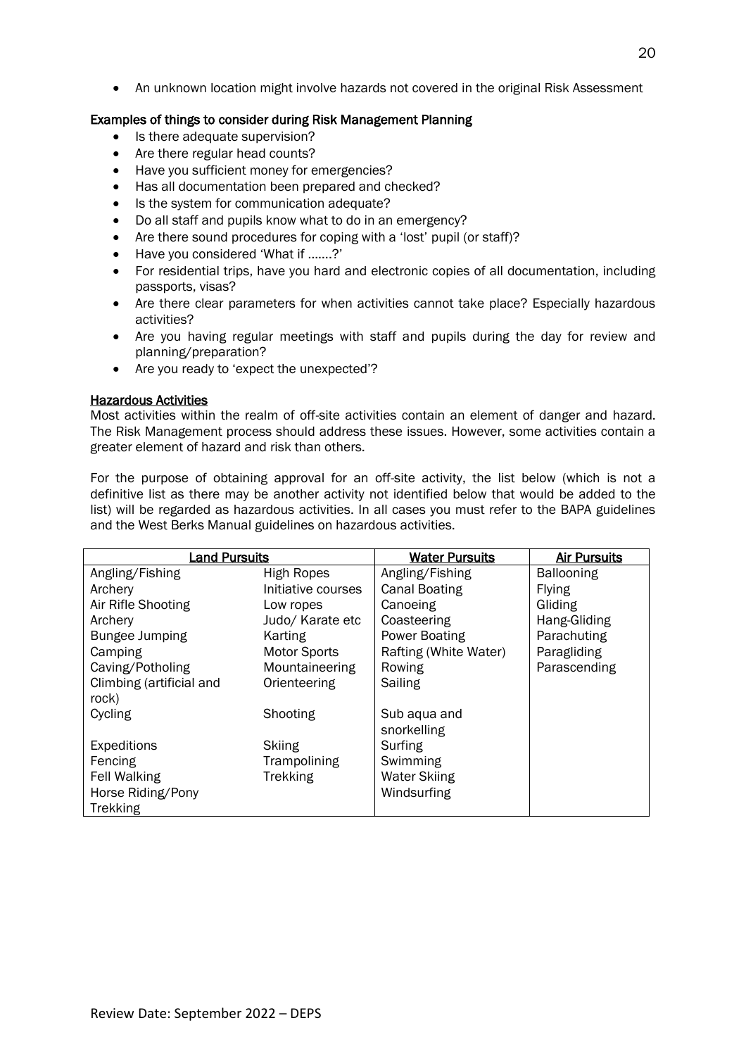- An unknown location might involve hazards not covered in the original Risk Assessment

**Examples of things to consider during Risk Management Planning**

- Is there adequate supervision?
- Are there regular head counts?
- Have you sufficient money for emergencies?
- Has all documentation been prepared and checked?
- Is the system for communication adequate?
- Do all staff and pupils know what to do in an emergency?
- Are there sound procedures for coping with a 'lost' pupil (or staff)?
- Have you considered 'What if …….?'
- For residential trips, have you hard and electronic copies of all documentation, including passports, visas?
- Are there clear parameters for when activities cannot take place? Especially hazardous activities?
- Are you having regular meetings with staff and pupils during the day for review and planning/preparation?
- Are you ready to 'expect the unexpected'?

**Hazardous Activities**

Most activities within the realm of off-site activities contain an element of danger and hazard. The Risk Management process should address these issues. However, some activities contain a greater element of hazard and risk than others.

For the purpose of obtaining approval for an off-site activity, the list below (which is not a definitive list as there may be another activity not identified below that would be added to the list) will be regarded as hazardous activities. In all cases you must refer to the BAPA guidelines and the West Berks Manual guidelines on hazardous activities.

| Land Pursuits | | Water Pursuits | Air Pursuits |
|---|---|---|---|
| Angling/Fishing | High Ropes | Angling/Fishing | Ballooning |
| Archery | Initiative courses | Canal Boating | Flying |
| Air Rifle Shooting | Low ropes | Canoeing | Gliding |
| Archery | Judo/ Karate etc | Coasteering | Hang-Gliding |
| Bungee Jumping | Karting | Power Boating | Parachuting |
| Camping | Motor Sports | Rafting (White Water) | Paragliding |
| Caving/Potholing | Mountaineering | Rowing | Parascending |
| Climbing (artificial and rock) | Orienteering | Sailing | |
| Cycling | Shooting | Sub aqua and snorkelling | |
| Expeditions | Skiing | Surfing | |
| Fencing | Trampolining | Swimming | |
| Fell Walking | Trekking | Water Skiing | |
| Horse Riding/Pony Trekking | | Windsurfing | |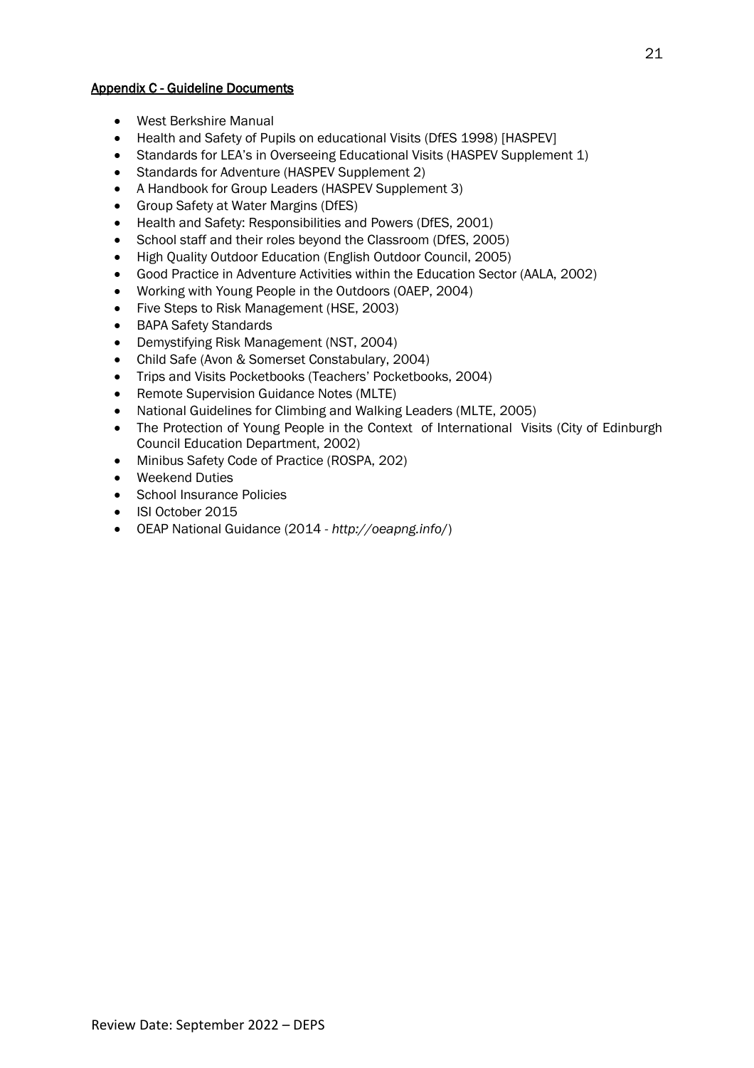## Appendix C - Guideline Documents

- West Berkshire Manual
- Health and Safety of Pupils on educational Visits (DfES 1998) [HASPEV]
- Standards for LEA's in Overseeing Educational Visits (HASPEV Supplement 1)
- Standards for Adventure (HASPEV Supplement 2)
- A Handbook for Group Leaders (HASPEV Supplement 3)
- Group Safety at Water Margins (DfES)
- Health and Safety: Responsibilities and Powers (DfES, 2001)
- School staff and their roles beyond the Classroom (DfES, 2005)
- High Quality Outdoor Education (English Outdoor Council, 2005)
- Good Practice in Adventure Activities within the Education Sector (AALA, 2002)
- Working with Young People in the Outdoors (OAEP, 2004)
- Five Steps to Risk Management (HSE, 2003)
- BAPA Safety Standards
- Demystifying Risk Management (NST, 2004)
- Child Safe (Avon & Somerset Constabulary, 2004)
- Trips and Visits Pocketbooks (Teachers' Pocketbooks, 2004)
- Remote Supervision Guidance Notes (MLTE)
- National Guidelines for Climbing and Walking Leaders (MLTE, 2005)
- The Protection of Young People in the Context of International Visits (City of Edinburgh Council Education Department, 2002)
- Minibus Safety Code of Practice (ROSPA, 202)
- Weekend Duties
- School Insurance Policies
- ISI October 2015
- OEAP National Guidance (2014 - *http://oeapng.info/*)